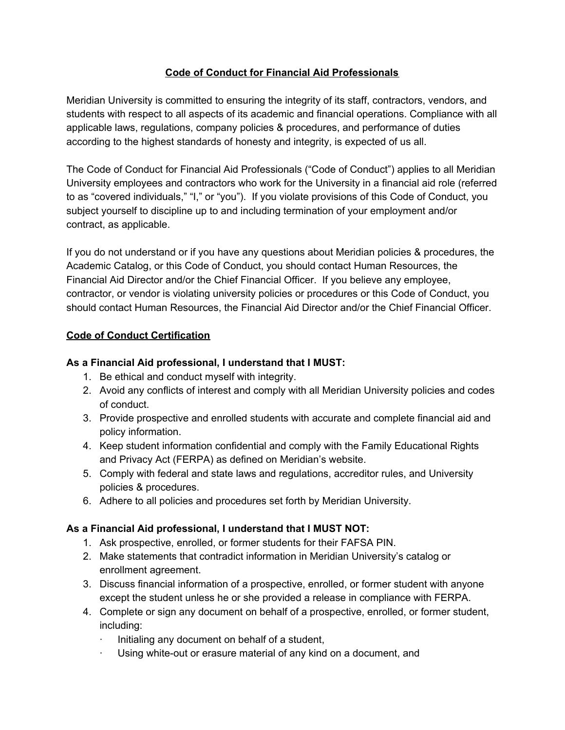# Code of Conduct for Financial Aid Professionals

Meridian University is committed to ensuring the integrity of its staff, contractors, vendors, and students with respect to all aspects of its academic and financial operations. Compliance with all applicable laws, regulations, company policies & procedures, and performance of duties according to the highest standards of honesty and integrity, is expected of us all.

The Code of Conduct for Financial Aid Professionals ("Code of Conduct") applies to all Meridian University employees and contractors who work for the University in a financial aid role (referred to as "covered individuals," "I," or "you"). If you violate provisions of this Code of Conduct, you subject yourself to discipline up to and including termination of your employment and/or contract, as applicable.

If you do not understand or if you have any questions about Meridian policies & procedures, the Academic Catalog, or this Code of Conduct, you should contact Human Resources, the Financial Aid Director and/or the Chief Financial Officer. If you believe any employee, contractor, or vendor is violating university policies or procedures or this Code of Conduct, you should contact Human Resources, the Financial Aid Director and/or the Chief Financial Officer.

## Code of Conduct Certification

**As a Financial Aid professional, I understand that I MUST:**

1. Be ethical and conduct myself with integrity.
2. Avoid any conflicts of interest and comply with all Meridian University policies and codes of conduct.
3. Provide prospective and enrolled students with accurate and complete financial aid and policy information.
4. Keep student information confidential and comply with the Family Educational Rights and Privacy Act (FERPA) as defined on Meridian's website.
5. Comply with federal and state laws and regulations, accreditor rules, and University policies & procedures.
6. Adhere to all policies and procedures set forth by Meridian University.

**As a Financial Aid professional, I understand that I MUST NOT:**

1. Ask prospective, enrolled, or former students for their FAFSA PIN.
2. Make statements that contradict information in Meridian University's catalog or enrollment agreement.
3. Discuss financial information of a prospective, enrolled, or former student with anyone except the student unless he or she provided a release in compliance with FERPA.
4. Complete or sign any document on behalf of a prospective, enrolled, or former student, including:
   - Initialing any document on behalf of a student,
   - Using white-out or erasure material of any kind on a document, and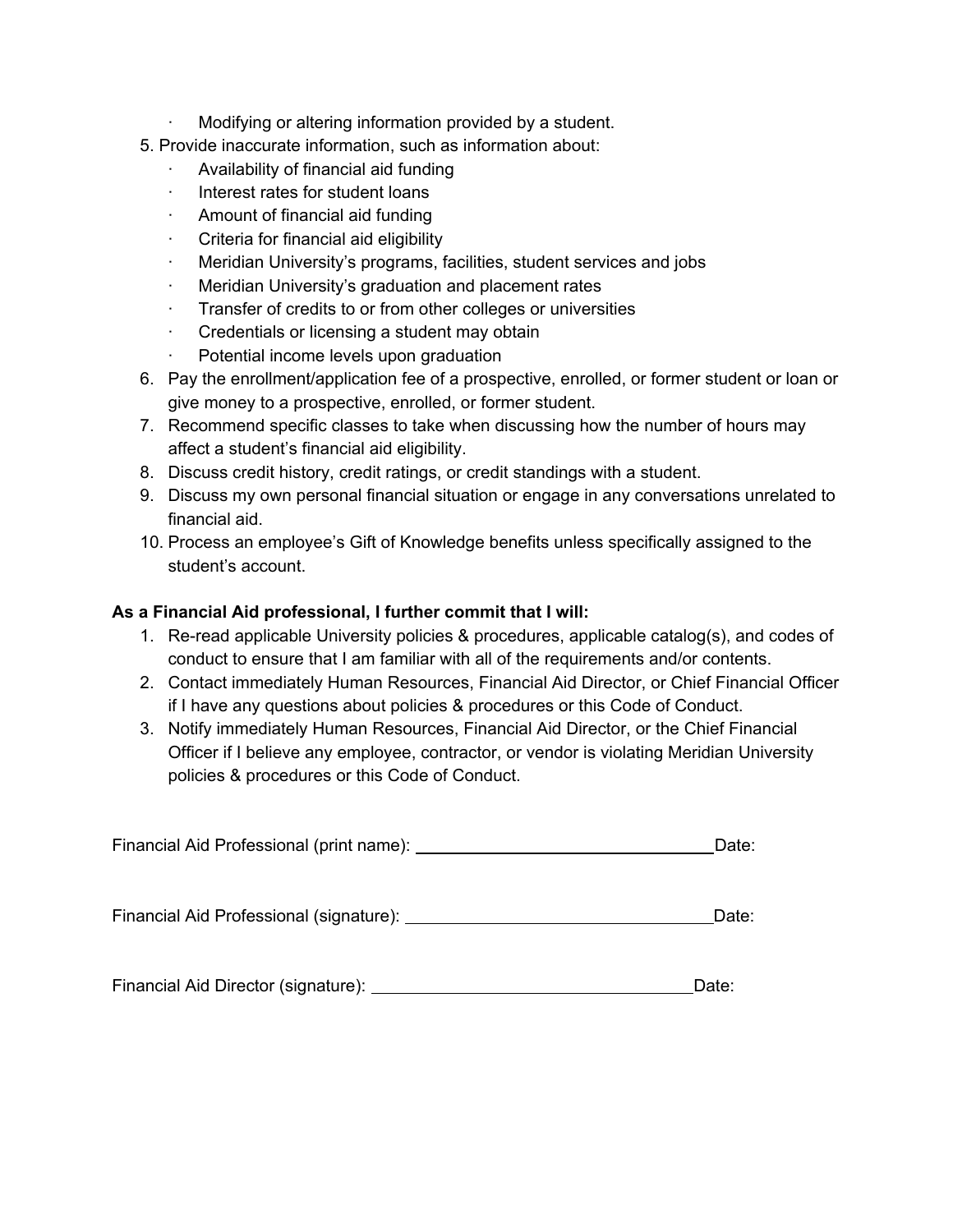- Modifying or altering information provided by a student.

5. Provide inaccurate information, such as information about:
    - Availability of financial aid funding
    - Interest rates for student loans
    - Amount of financial aid funding
    - Criteria for financial aid eligibility
    - Meridian University's programs, facilities, student services and jobs
    - Meridian University's graduation and placement rates
    - Transfer of credits to or from other colleges or universities
    - Credentials or licensing a student may obtain
    - Potential income levels upon graduation
6. Pay the enrollment/application fee of a prospective, enrolled, or former student or loan or give money to a prospective, enrolled, or former student.
7. Recommend specific classes to take when discussing how the number of hours may affect a student's financial aid eligibility.
8. Discuss credit history, credit ratings, or credit standings with a student.
9. Discuss my own personal financial situation or engage in any conversations unrelated to financial aid.
10. Process an employee's Gift of Knowledge benefits unless specifically assigned to the student's account.

**As a Financial Aid professional, I further commit that I will:**

1. Re-read applicable University policies & procedures, applicable catalog(s), and codes of conduct to ensure that I am familiar with all of the requirements and/or contents.
2. Contact immediately Human Resources, Financial Aid Director, or Chief Financial Officer if I have any questions about policies & procedures or this Code of Conduct.
3. Notify immediately Human Resources, Financial Aid Director, or the Chief Financial Officer if I believe any employee, contractor, or vendor is violating Meridian University policies & procedures or this Code of Conduct.

Financial Aid Professional (print name): ________________________________ Date:

Financial Aid Professional (signature): ________________________________ Date:

Financial Aid Director (signature): ________________________________ Date: